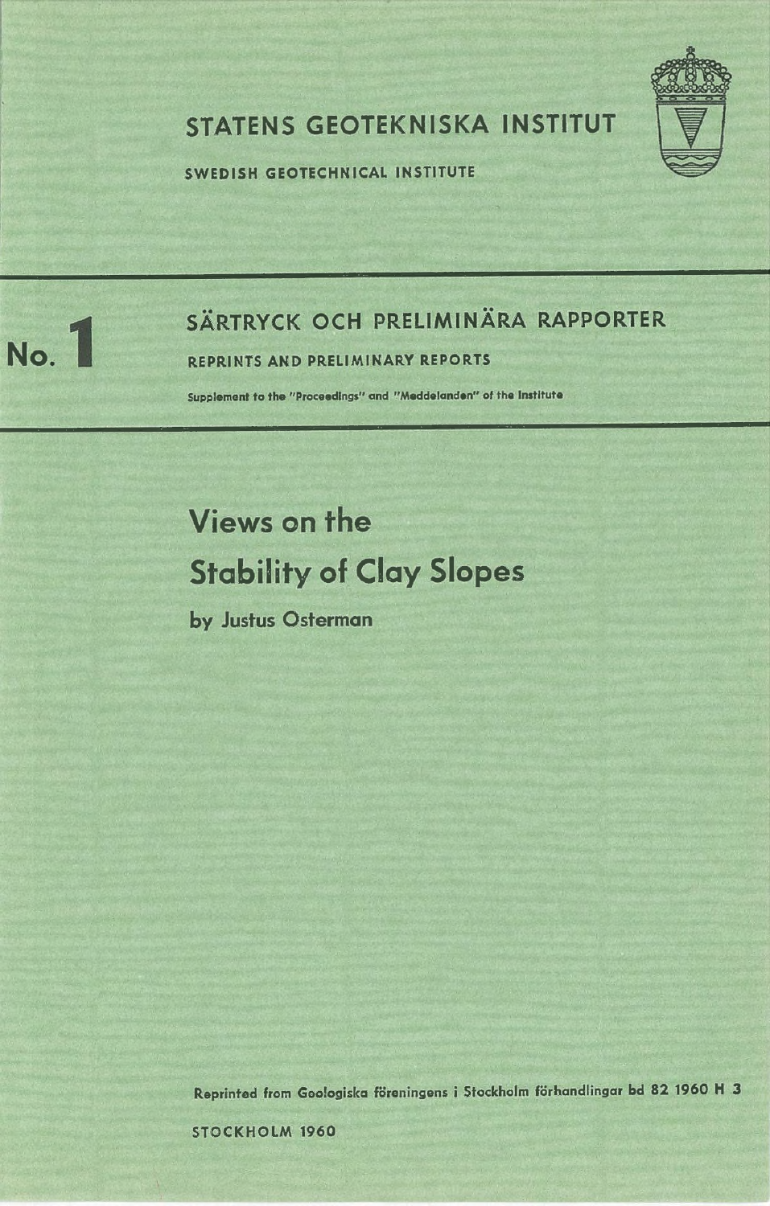# STATENS GEOTEKNISKA INSTITUT

SWEDISH GEOTECHNICAL INSTITUTE

No. 1

## SÄRTRYCK OCH PRELIMINÄRA RAPPORTER

REPRINTS AND PRELIMINARY REPORTS

Supplement to the "Proceedings" and "Meddelanden" of the Institute

# Views on the Stability of Clay Slopes

**by Justus Osterman**

Reprinted from Geologiska föreningens i Stockholm förhandlingar bd 82 1960 H 3

STOCKHOLM 1960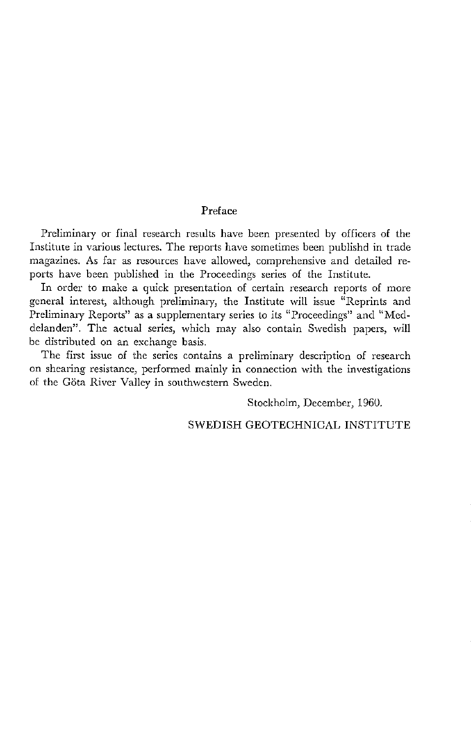# Preface

Preliminary or final research results have been presented by officers of the Institute in various lectures. The reports have sometimes been publishd in trade magazines. As far as resources have allowed, comprehensive and detailed reports have been published in the Proceedings series of the Institute.

In order to make a quick presentation of certain research reports of more general interest, although preliminary, the Institute will issue "Reprints and Preliminary Reports" as a supplementary series to its "Proceedings" and "Meddelanden". The actual series, which may also contain Swedish papers, will be distributed on an exchange basis.

The first issue of the series contains a preliminary description of research on shearing resistance, performed mainly in connection with the investigations of the Göta River Valley in southwestern Sweden.

Stockholm, December, 1960.

SWEDISH GEOTECHNICAL INSTITUTE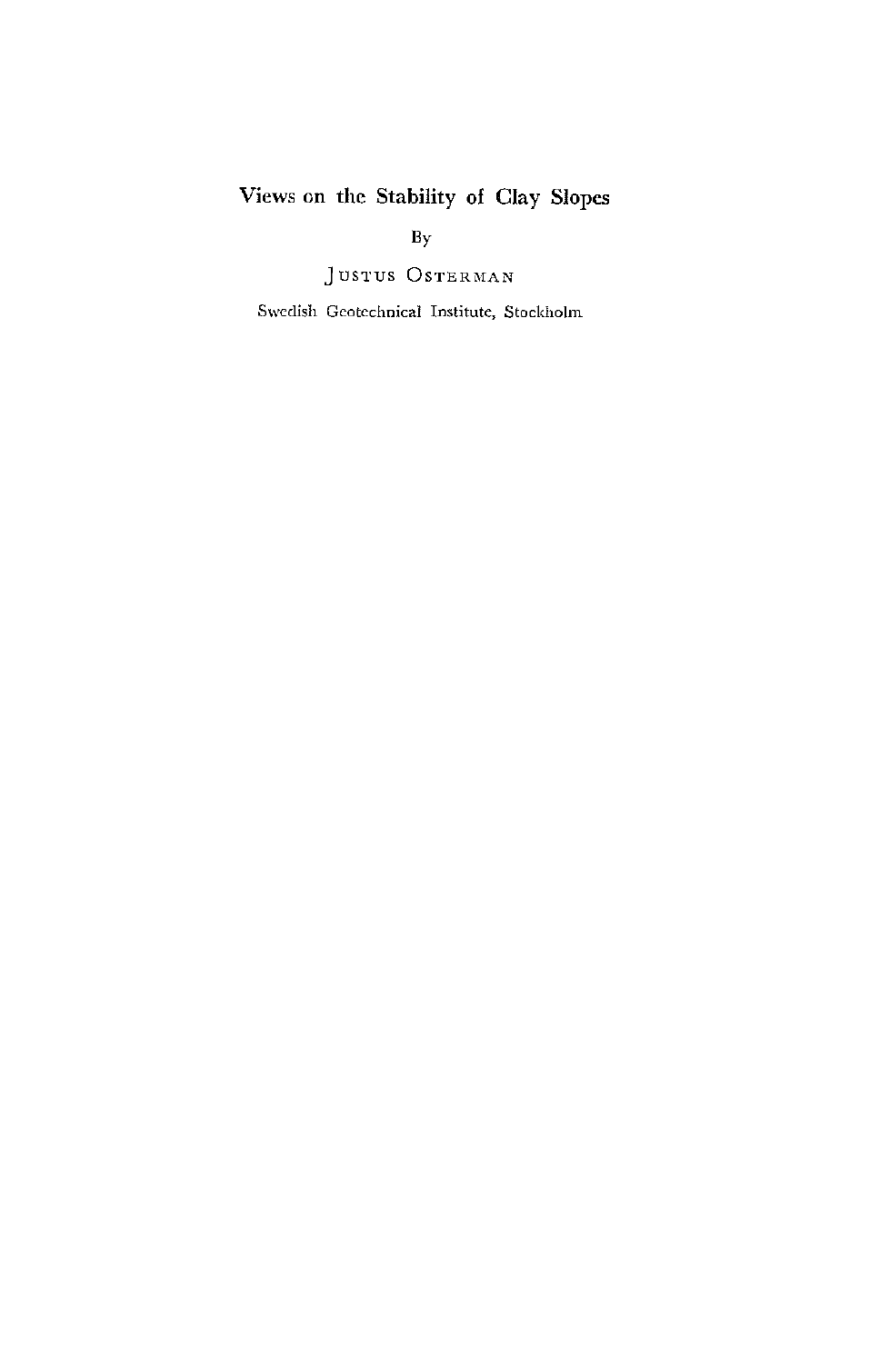# Views on the Stability of Clay Slopes

By

JUSTUS OSTERMAN

Swedish Geotechnical Institute, Stockholm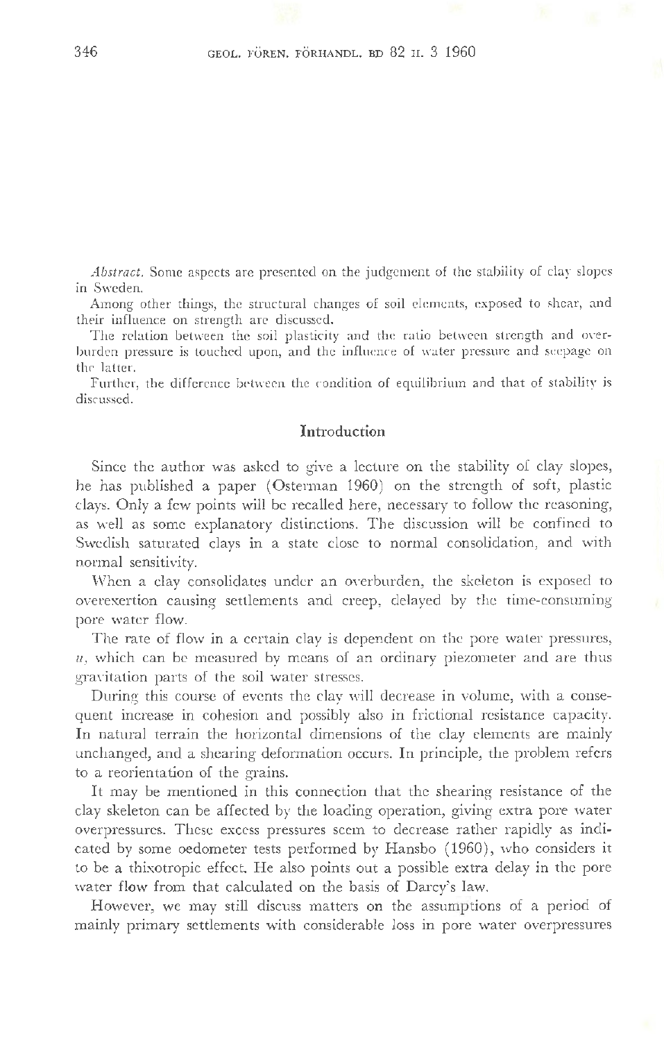*Abstract.* Some aspects are presented on the judgement of the stability of clay slopes in Sweden.

Among other things, the structural changes of soil elements, exposed to shear, and their influence on strength are discussed.

The relation between the soil plasticity and the ratio between strength and overburden pressure is touched upon, and the influence of water pressure and seepage on the latter.

Further, the difference between the condition of equilibrium and that of stability is discussed.

## Introduction

Since the author was asked to give a lecture on the stability of clay slopes, he has published a paper (Osterman 1960) on the strength of soft, plastic clays. Only a few points will be recalled here, necessary to follow the reasoning, as well as some explanatory distinctions. The discussion will be confined to Swedish saturated clays in a state close to normal consolidation, and with normal sensitivity.

When a clay consolidates under an overburden, the skeleton is exposed to overexertion causing settlements and creep, delayed by the time-consuming pore water flow.

The rate of flow in a certain clay is dependent on the pore water pressures, $u$, which can be measured by means of an ordinary piezometer and are thus gravitation parts of the soil water stresses.

During this course of events the clay will decrease in volume, with a consequent increase in cohesion and possibly also in frictional resistance capacity. In natural terrain the horizontal dimensions of the clay elements are mainly unchanged, and a shearing deformation occurs. In principle, the problem refers to a reorientation of the grains.

It may be mentioned in this connection that the shearing resistance of the clay skeleton can be affected by the loading operation, giving extra pore water overpressures. These excess pressures seem to decrease rather rapidly as indicated by some oedometer tests performed by Hansbo (1960), who considers it to be a thixotropic effect. He also points out a possible extra delay in the pore water flow from that calculated on the basis of Darcy's law.

However, we may still discuss matters on the assumptions of a period of mainly primary settlements with considerable loss in pore water overpressures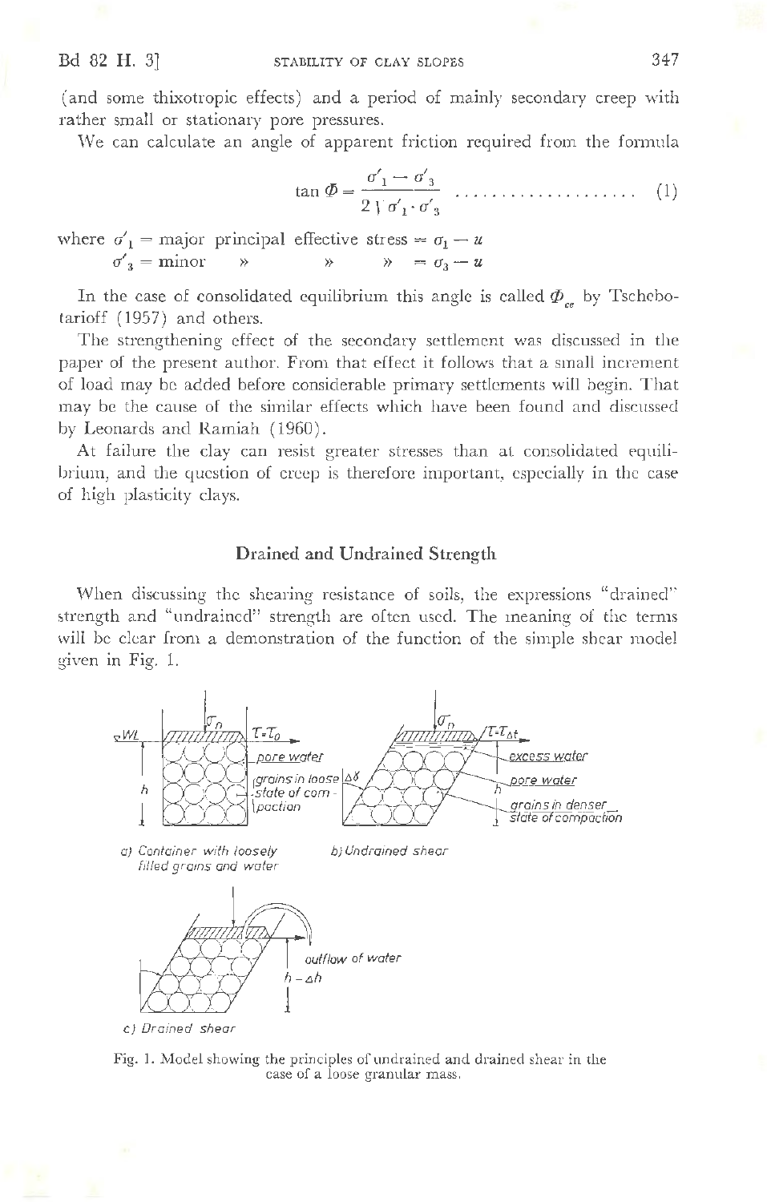(and some thixotropic effects) and a period of mainly secondary creep with rather small or stationary pore pressures.

We can calculate an angle of apparent friction required from the formula

$$\tan \Phi = \frac{\sigma'_1 - \sigma'_3}{2\sqrt{\sigma'_1 \cdot \sigma'_3}} \quad \ldots\ldots\ldots\ldots\ldots\ldots\ldots \quad (1)$$

where $\sigma'_1$ = major principal effective stress = $\sigma_1 - u$
$\sigma'_3$ = minor » » » = $\sigma_3 - u$

In the case of consolidated equilibrium this angle is called $\Phi_{ce}$ by Tschebotarioff (1957) and others.

The strengthening effect of the secondary settlement was discussed in the paper of the present author. From that effect it follows that a small increment of load may be added before considerable primary settlements will begin. That may be the cause of the similar effects which have been found and discussed by Leonards and Ramiah (1960).

At failure the clay can resist greater stresses than at consolidated equilibrium, and the question of creep is therefore important, especially in the case of high plasticity clays.

## Drained and Undrained Strength

When discussing the shearing resistance of soils, the expressions "drained" strength and "undrained" strength are often used. The meaning of the terms will be clear from a demonstration of the function of the simple shear model given in Fig. 1.

Fig. 1. Model showing the principles of undrained and drained shear in the case of a loose granular mass.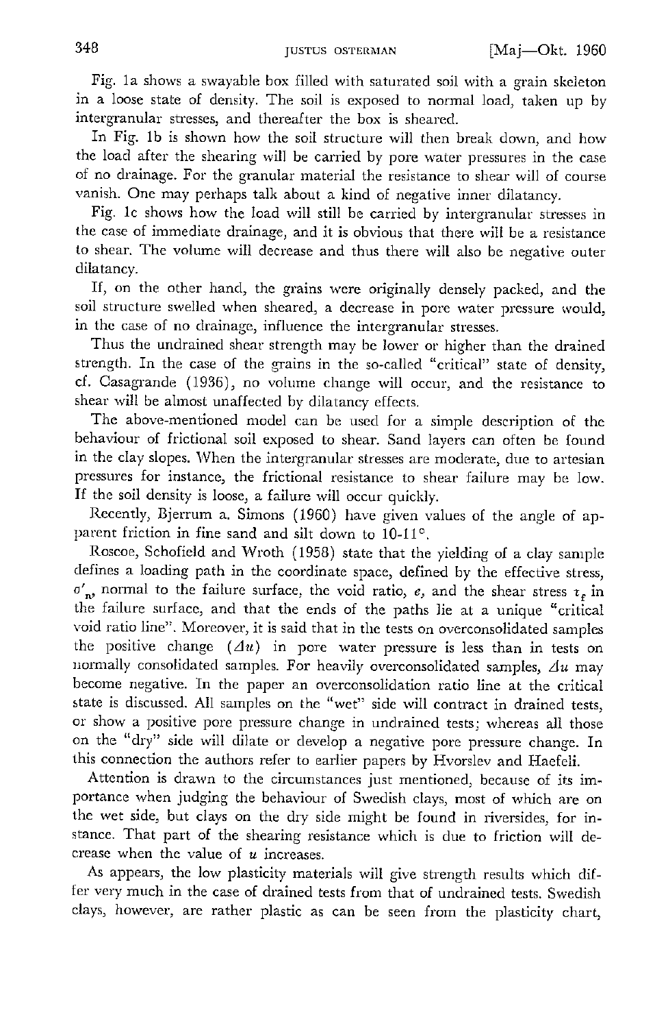Fig. 1a shows a swayable box filled with saturated soil with a grain skeleton in a loose state of density. The soil is exposed to normal load, taken up by intergranular stresses, and thereafter the box is sheared.

In Fig. 1b is shown how the soil structure will then break down, and how the load after the shearing will be carried by pore water pressures in the case of no drainage. For the granular material the resistance to shear will of course vanish. One may perhaps talk about a kind of negative inner dilatancy.

Fig. 1c shows how the load will still be carried by intergranular stresses in the case of immediate drainage, and it is obvious that there will be a resistance to shear. The volume will decrease and thus there will also be negative outer dilatancy.

If, on the other hand, the grains were originally densely packed, and the soil structure swelled when sheared, a decrease in pore water pressure would, in the case of no drainage, influence the intergranular stresses.

Thus the undrained shear strength may be lower or higher than the drained strength. In the case of the grains in the so-called "critical" state of density, cf. Casagrande (1936), no volume change will occur, and the resistance to shear will be almost unaffected by dilatancy effects.

The above-mentioned model can be used for a simple description of the behaviour of frictional soil exposed to shear. Sand layers can often be found in the clay slopes. When the intergranular stresses are moderate, due to artesian pressures for instance, the frictional resistance to shear failure may be low. If the soil density is loose, a failure will occur quickly.

Recently, Bjerrum a. Simons (1960) have given values of the angle of apparent friction in fine sand and silt down to 10-11°.

Roscoe, Schofield and Wroth (1958) state that the yielding of a clay sample defines a loading path in the coordinate space, defined by the effective stress, $\sigma'_n$, normal to the failure surface, the void ratio, $e$, and the shear stress $\tau_f$ in the failure surface, and that the ends of the paths lie at a unique "critical void ratio line". Moreover, it is said that in the tests on overconsolidated samples the positive change ($\Delta u$) in pore water pressure is less than in tests on normally consolidated samples. For heavily overconsolidated samples, $\Delta u$ may become negative. In the paper an overconsolidation ratio line at the critical state is discussed. All samples on the "wet" side will contract in drained tests, or show a positive pore pressure change in undrained tests; whereas all those on the "dry" side will dilate or develop a negative pore pressure change. In this connection the authors refer to earlier papers by Hvorslev and Haefeli.

Attention is drawn to the circumstances just mentioned, because of its importance when judging the behaviour of Swedish clays, most of which are on the wet side, but clays on the dry side might be found in riversides, for instance. That part of the shearing resistance which is due to friction will decrease when the value of $u$ increases.

As appears, the low plasticity materials will give strength results which differ very much in the case of drained tests from that of undrained tests. Swedish clays, however, are rather plastic as can be seen from the plasticity chart,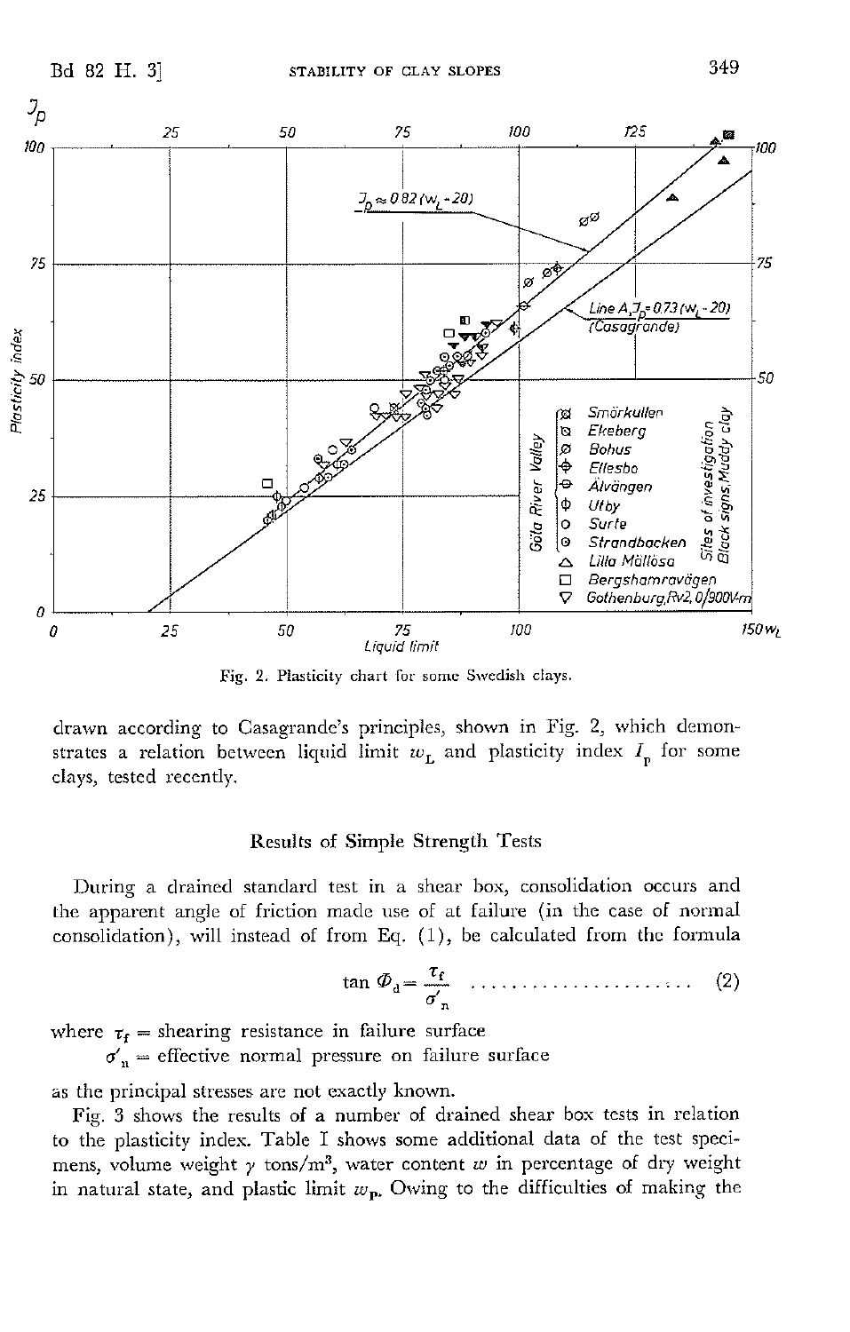Fig. 2. Plasticity chart for some Swedish clays.

drawn according to Casagrande's principles, shown in Fig. 2, which demonstrates a relation between liquid limit $w_L$ and plasticity index $I_p$ for some clays, tested recently.

## Results of Simple Strength Tests

During a drained standard test in a shear box, consolidation occurs and the apparent angle of friction made use of at failure (in the case of normal consolidation), will instead of from Eq. (1), be calculated from the formula

$$\tan \Phi_d = \frac{\tau_f}{\sigma'_n} \quad \ldots\ldots\ldots\ldots\ldots\ldots\ldots \quad (2)$$

where $\tau_f$ = shearing resistance in failure surface

$\sigma'_n$ = effective normal pressure on failure surface

as the principal stresses are not exactly known.

Fig. 3 shows the results of a number of drained shear box tests in relation to the plasticity index. Table I shows some additional data of the test specimens, volume weight $\gamma$ tons/m$^3$, water content $w$ in percentage of dry weight in natural state, and plastic limit $w_p$. Owing to the difficulties of making the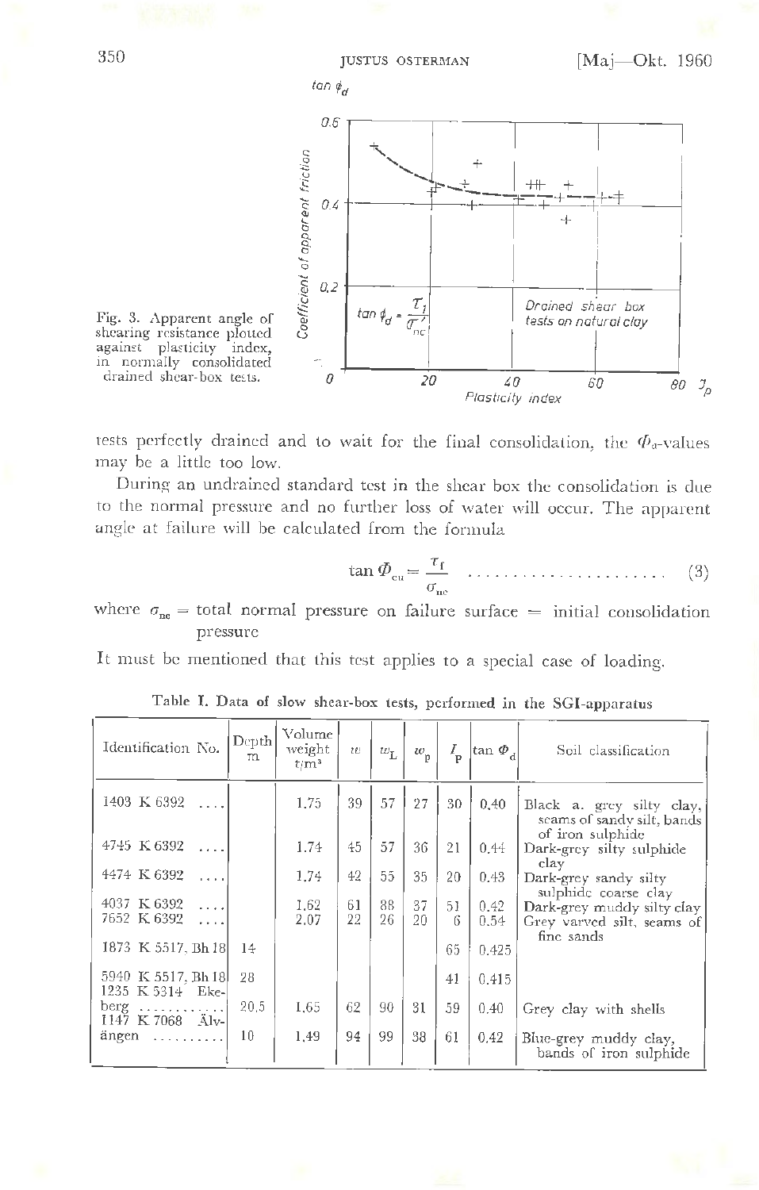Fig. 3. Apparent angle of shearing resistance plotted against plasticity index, in normally consolidated drained shear-box tests.

tests perfectly drained and to wait for the final consolidation, the $\Phi_d$-values may be a little too low.

During an undrained standard test in the shear box the consolidation is due to the normal pressure and no further loss of water will occur. The apparent angle at failure will be calculated from the formula

$$\tan \Phi_{cu} = \frac{\tau_f}{\sigma_{nc}} \quad \ldots\ldots\ldots\ldots\ldots\ldots\ldots\ldots \quad (3)$$

where $\sigma_{nc}$ = total normal pressure on failure surface = initial consolidation pressure

It must be mentioned that this test applies to a special case of loading.

**Table I. Data of slow shear-box tests, performed in the SGI-apparatus**

| Identification No. | Depth m | Volume weight t/m³ | $w$ | $w_L$ | $w_p$ | $I_p$ | $\tan \Phi_d$ | Soil classification |
|---|---|---|---|---|---|---|---|---|
| 1403 K 6392 .... | | 1.75 | 39 | 57 | 27 | 30 | 0.40 | Black a. grey silty clay, seams of sandy silt, bands of iron sulphide |
| 4745 K 6392 .... | | 1.74 | 45 | 57 | 36 | 21 | 0.44 | Dark-grey silty sulphide clay |
| 4474 K 6392 .... | | 1.74 | 42 | 55 | 35 | 20 | 0.43 | Dark-grey sandy silty sulphide coarse clay |
| 4037 K 6392 .... | | 1.62 | 61 | 88 | 37 | 51 | 0.42 | Dark-grey muddy silty clay |
| 7652 K 6392 .... | | 2.07 | 22 | 26 | 20 | 6 | 0.54 | Grey varved silt, seams of fine sands |
| 1873 K 5517, Bh 18 | 14 | | | | | 65 | 0.425 | |
| 5940 K 5517, Bh 18 | 28 | | | | | 41 | 0.415 | |
| 1235 K 5314 Ekeberg ........... | 20.5 | 1.65 | 62 | 90 | 31 | 59 | 0.40 | Grey clay with shells |
| 1147 K 7068 Älvängen .......... | 10 | 1.49 | 94 | 99 | 38 | 61 | 0.42 | Blue-grey muddy clay, bands of iron sulphide |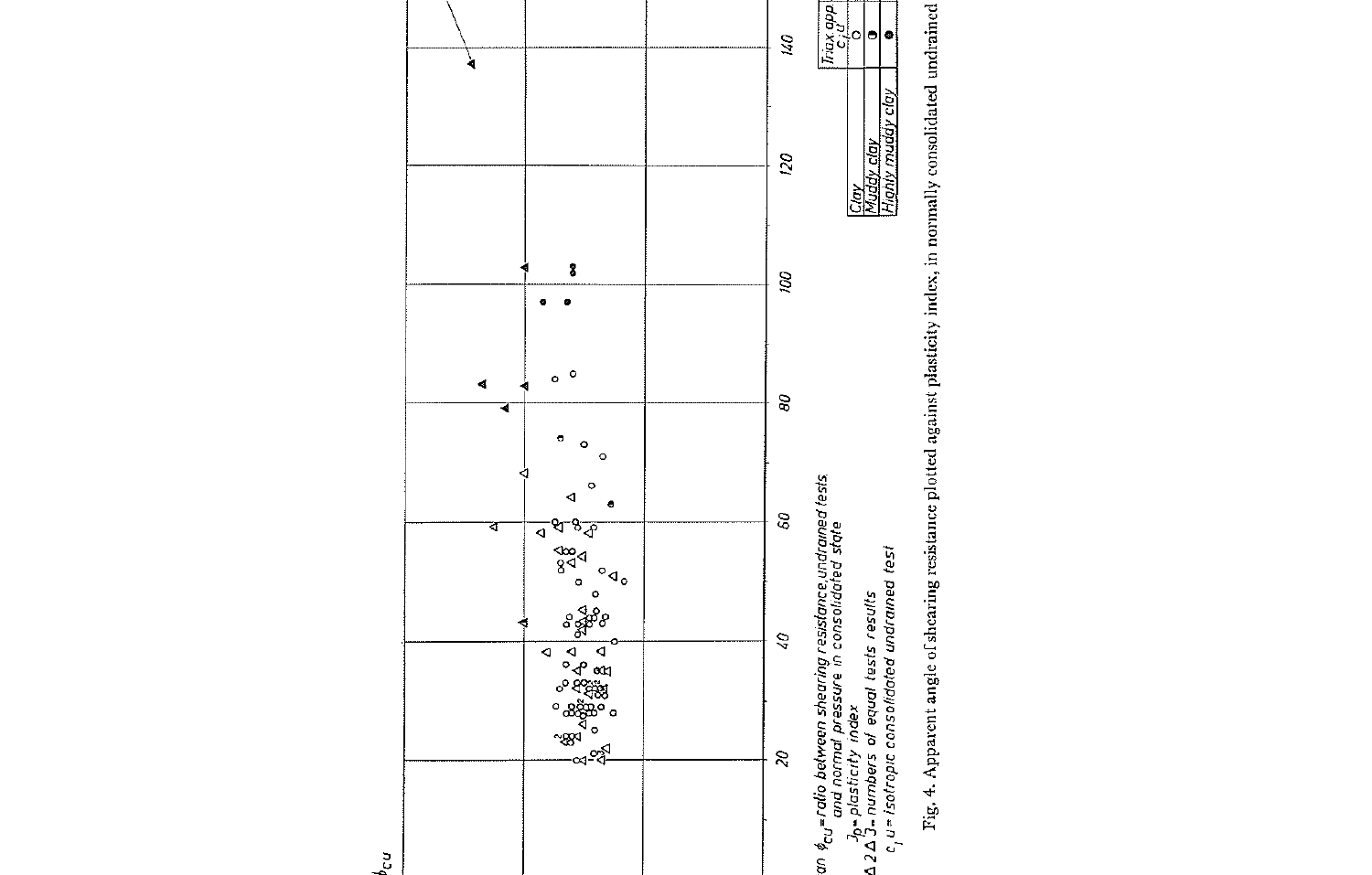tan $\phi_{cu}$ = ratio between shearing resistance, undrained tests and normal pressure in consolidated state

$J_p$ = plasticity index

$\Delta$ 2 $\Delta$ 3 = numbers of equal tests results

$c_i u$ = isotropic consolidated undrained test

| | Triax app. $c_i u$ |
|---|---|
| Clay | ○ |
| Muddy clay | ◑ |
| Highly muddy clay | ● |

Fig. 4. Apparent angle of shearing resistance plotted against plasticity index, in normally consolidated undrained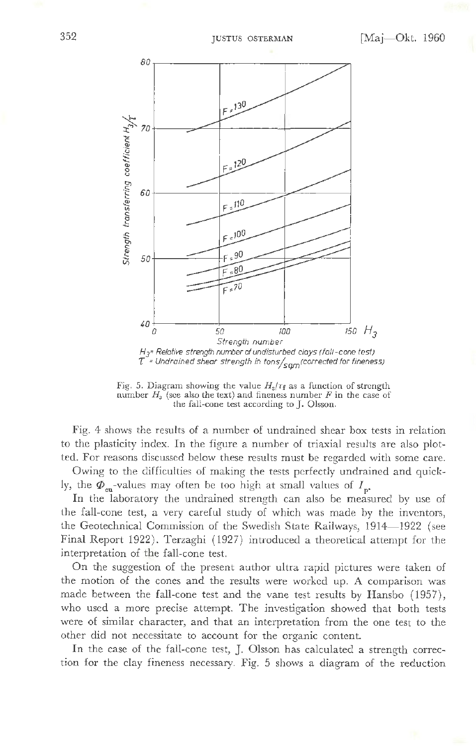Fig. 5. Diagram showing the value $H_3/\tau_f$ as a function of strength number $H_3$ (see also the text) and fineness number $F$ in the case of the fall-cone test according to J. Olsson.

Fig. 4 shows the results of a number of undrained shear box tests in relation to the plasticity index. In the figure a number of triaxial results are also plotted. For reasons discussed below these results must be regarded with some care.

Owing to the difficulties of making the tests perfectly undrained and quickly, the $\Phi_{cu}$-values may often be too high at small values of $I_p$.

In the laboratory the undrained strength can also be measured by use of the fall-cone test, a very careful study of which was made by the inventors, the Geotechnical Commission of the Swedish State Railways, 1914—1922 (see Final Report 1922). Terzaghi (1927) introduced a theoretical attempt for the interpretation of the fall-cone test.

On the suggestion of the present author ultra rapid pictures were taken of the motion of the cones and the results were worked up. A comparison was made between the fall-cone test and the vane test results by Hansbo (1957), who used a more precise attempt. The investigation showed that both tests were of similar character, and that an interpretation from the one test to the other did not necessitate to account for the organic content.

In the case of the fall-cone test, J. Olsson has calculated a strength correction for the clay fineness necessary. Fig. 5 shows a diagram of the reduction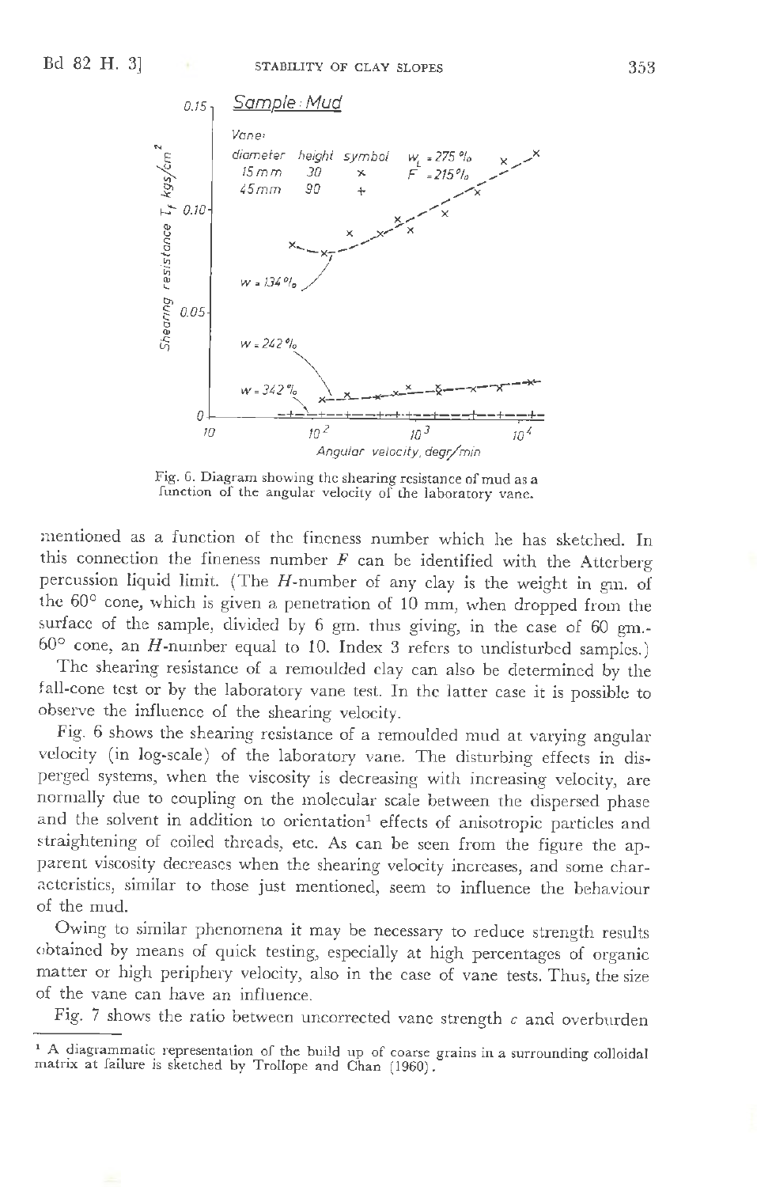Fig. 6. Diagram showing the shearing resistance of mud as a function of the angular velocity of the laboratory vane.

mentioned as a function of the fineness number which he has sketched. In this connection the fineness number $F$ can be identified with the Atterberg percussion liquid limit. (The $H$-number of any clay is the weight in gm. of the 60° cone, which is given a penetration of 10 mm, when dropped from the surface of the sample, divided by 6 gm. thus giving, in the case of 60 gm.-60° cone, an $H$-number equal to 10. Index 3 refers to undisturbed samples.)

The shearing resistance of a remoulded clay can also be determined by the fall-cone test or by the laboratory vane test. In the latter case it is possible to observe the influence of the shearing velocity.

Fig. 6 shows the shearing resistance of a remoulded mud at varying angular velocity (in log-scale) of the laboratory vane. The disturbing effects in disperged systems, when the viscosity is decreasing with increasing velocity, are normally due to coupling on the molecular scale between the dispersed phase and the solvent in addition to orientation[1] effects of anisotropic particles and straightening of coiled threads, etc. As can be seen from the figure the apparent viscosity decreases when the shearing velocity increases, and some characteristics, similar to those just mentioned, seem to influence the behaviour of the mud.

Owing to similar phenomena it may be necessary to reduce strength results obtained by means of quick testing, especially at high percentages of organic matter or high periphery velocity, also in the case of vane tests. Thus, the size of the vane can have an influence.

Fig. 7 shows the ratio between uncorrected vane strength $c$ and overburden

---

[1] A diagrammatic representation of the build up of coarse grains in a surrounding colloidal matrix at failure is sketched by Trollope and Chan (1960).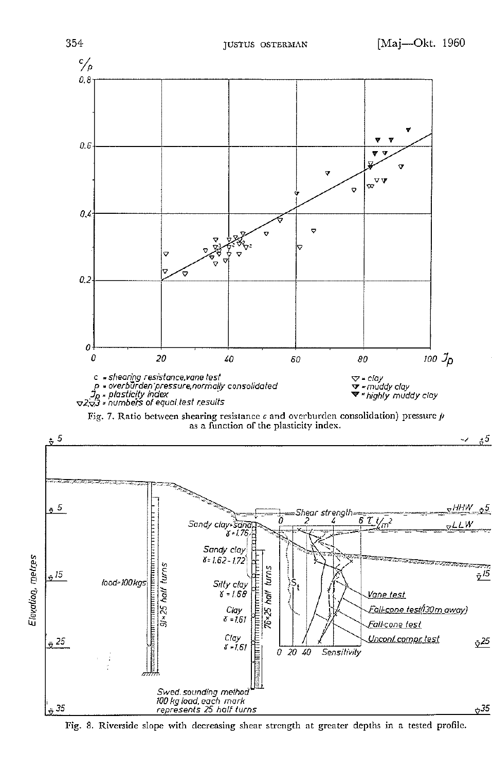c = shearing resistance, vane test
p = overburden pressure, normally consolidated
$J_p$ = plasticity index
▽2▽3 = numbers of equal test results

▽ = clay
▼ = muddy clay
▼ = highly muddy clay

Fig. 7. Ratio between shearing resistance $c$ and overburden consolidation) pressure $p$ as a function of the plasticity index.

Fig. 8. Riverside slope with decreasing shear strength at greater depths in a tested profile.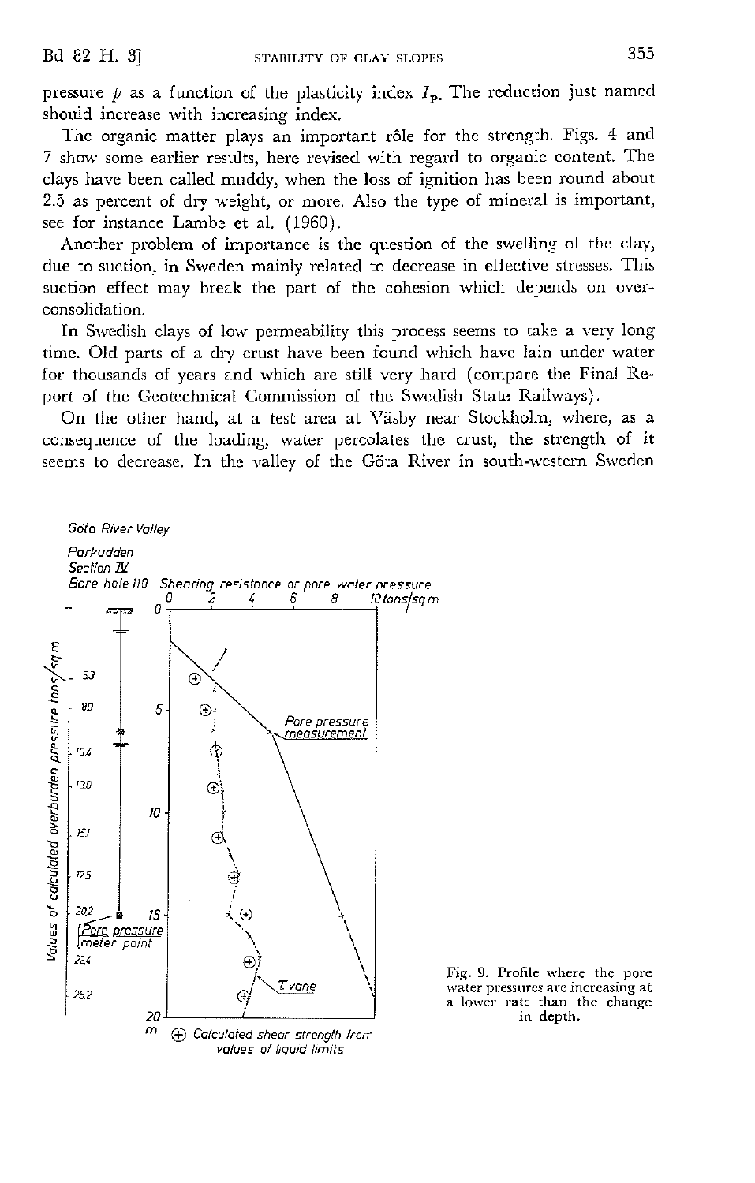pressure $p$ as a function of the plasticity index $I_p$. The reduction just named should increase with increasing index.

The organic matter plays an important rôle for the strength. Figs. 4 and 7 show some earlier results, here revised with regard to organic content. The clays have been called muddy, when the loss of ignition has been round about 2.5 as percent of dry weight, or more. Also the type of mineral is important, see for instance Lambe et al. (1960).

Another problem of importance is the question of the swelling of the clay, due to suction, in Sweden mainly related to decrease in effective stresses. This suction effect may break the part of the cohesion which depends on overconsolidation.

In Swedish clays of low permeability this process seems to take a very long time. Old parts of a dry crust have been found which have lain under water for thousands of years and which are still very hard (compare the Final Report of the Geotechnical Commission of the Swedish State Railways).

On the other hand, at a test area at Väsby near Stockholm, where, as a consequence of the loading, water percolates the crust, the strength of it seems to decrease. In the valley of the Göta River in south-western Sweden

Göta River Valley

Parkudden

Section IV

Bore hole 110 Shearing resistance or pore water pressure

0 2 4 6 8 10 tons/sq m

Values of calculated overburden pressure tons/sq m: 5.3, 8.0, 10.4, 13.0, 15.1, 17.5, 20.2, 22.4, 25.2

Depth: 0, 5, 10, 15, 20 m

Pore pressure measurement

Pore pressure meter point

T vane

⊕ Calculated shear strength from values of liquid limits

Fig. 9. Profile where the pore water pressures are increasing at a lower rate than the change in depth.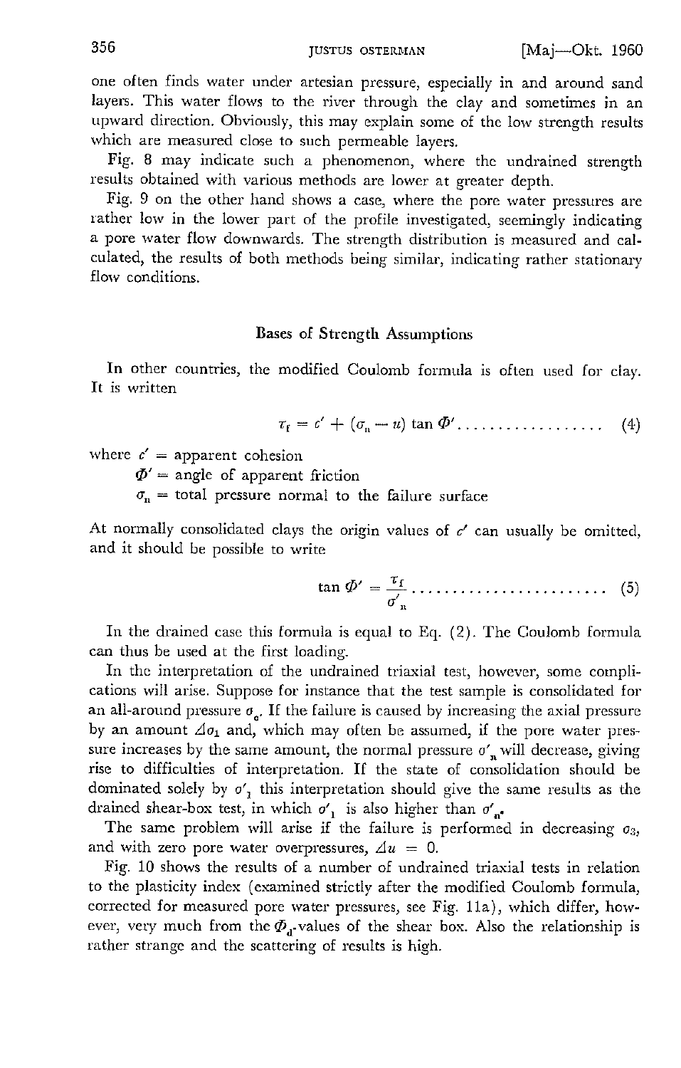one often finds water under artesian pressure, especially in and around sand layers. This water flows to the river through the clay and sometimes in an upward direction. Obviously, this may explain some of the low strength results which are measured close to such permeable layers.

Fig. 8 may indicate such a phenomenon, where the undrained strength results obtained with various methods are lower at greater depth.

Fig. 9 on the other hand shows a case, where the pore water pressures are rather low in the lower part of the profile investigated, seemingly indicating a pore water flow downwards. The strength distribution is measured and calculated, the results of both methods being similar, indicating rather stationary flow conditions.

## Bases of Strength Assumptions

In other countries, the modified Coulomb formula is often used for clay. It is written

$$\tau_f = c' + (\sigma_n - u) \tan \Phi' \quad \text{.................. (4)}$$

where $c'$ = apparent cohesion

$\Phi'$ = angle of apparent friction

$\sigma_n$ = total pressure normal to the failure surface

At normally consolidated clays the origin values of $c'$ can usually be omitted, and it should be possible to write

$$\tan \Phi' = \frac{\tau_f}{\sigma'_n} \quad \text{........................ (5)}$$

In the drained case this formula is equal to Eq. (2). The Coulomb formula can thus be used at the first loading.

In the interpretation of the undrained triaxial test, however, some complications will arise. Suppose for instance that the test sample is consolidated for an all-around pressure $\sigma_c$. If the failure is caused by increasing the axial pressure by an amount $\Delta\sigma_1$ and, which may often be assumed, if the pore water pressure increases by the same amount, the normal pressure $\sigma'_n$ will decrease, giving rise to difficulties of interpretation. If the state of consolidation should be dominated solely by $\sigma'_1$ this interpretation should give the same results as the drained shear-box test, in which $\sigma'_1$ is also higher than $\sigma'_n$.

The same problem will arise if the failure is performed in decreasing $\sigma_3$, and with zero pore water overpressures, $\Delta u = 0$.

Fig. 10 shows the results of a number of undrained triaxial tests in relation to the plasticity index (examined strictly after the modified Coulomb formula, corrected for measured pore water pressures, see Fig. 11a), which differ, however, very much from the $\Phi_d$-values of the shear box. Also the relationship is rather strange and the scattering of results is high.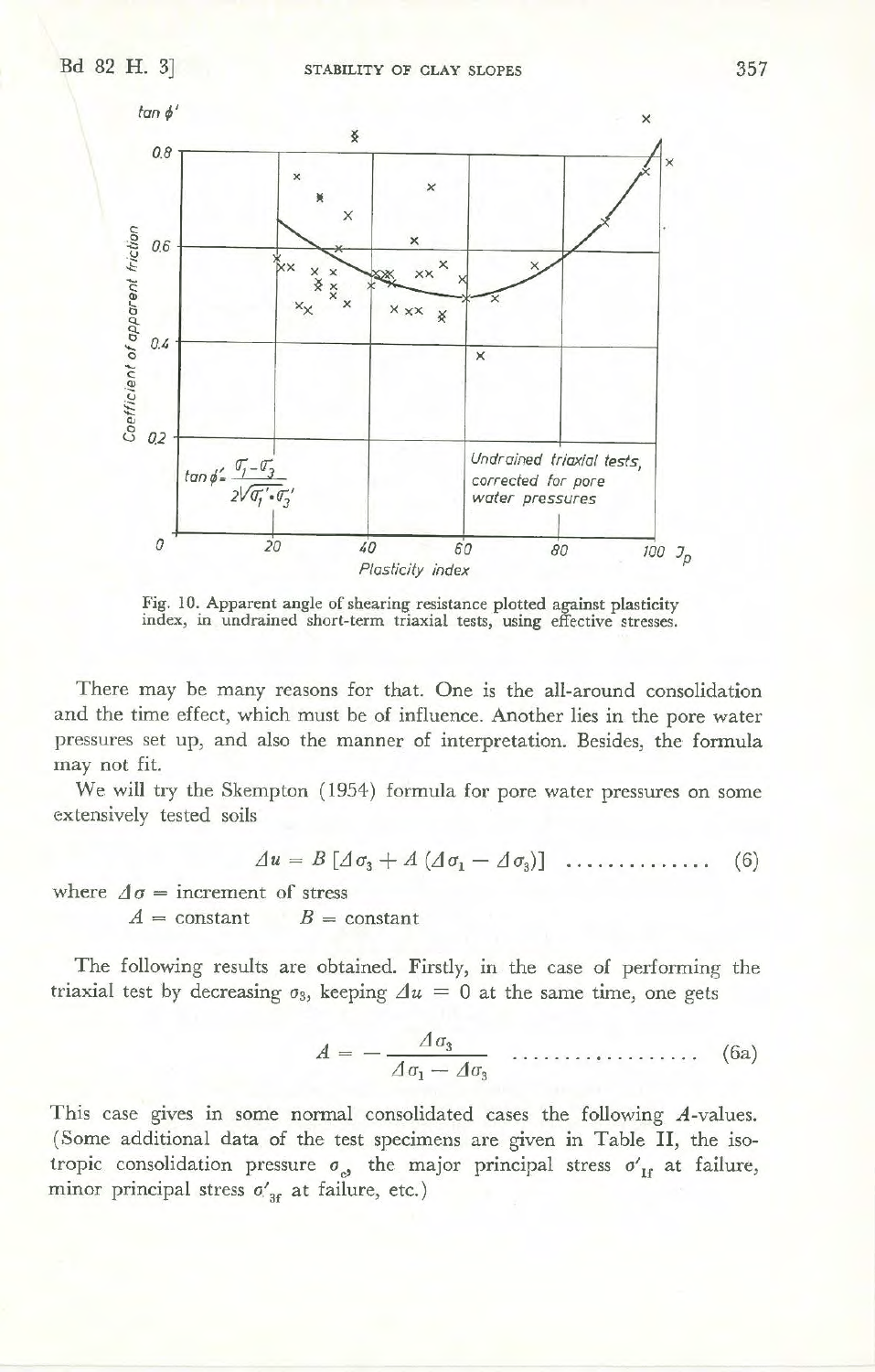Fig. 10. Apparent angle of shearing resistance plotted against plasticity index, in undrained short-term triaxial tests, using effective stresses.

There may be many reasons for that. One is the all-around consolidation and the time effect, which must be of influence. Another lies in the pore water pressures set up, and also the manner of interpretation. Besides, the formula may not fit.

We will try the Skempton (1954) formula for pore water pressures on some extensively tested soils

$$\Delta u = B\,[\Delta\sigma_3 + A\,(\Delta\sigma_1 - \Delta\sigma_3)] \quad \ldots\ldots\ldots\ldots\ldots \quad (6)$$

where $\Delta\sigma$ = increment of stress
$A$ = constant $\quad B$ = constant

The following results are obtained. Firstly, in the case of performing the triaxial test by decreasing $\sigma_3$, keeping $\Delta u = 0$ at the same time, one gets

$$A = -\frac{\Delta\sigma_3}{\Delta\sigma_1 - \Delta\sigma_3} \quad \ldots\ldots\ldots\ldots\ldots\ldots \quad (6a)$$

This case gives in some normal consolidated cases the following $A$-values. (Some additional data of the test specimens are given in Table II, the isotropic consolidation pressure $\sigma_c$, the major principal stress $\sigma'_{1f}$ at failure, minor principal stress $\sigma'_{3f}$ at failure, etc.)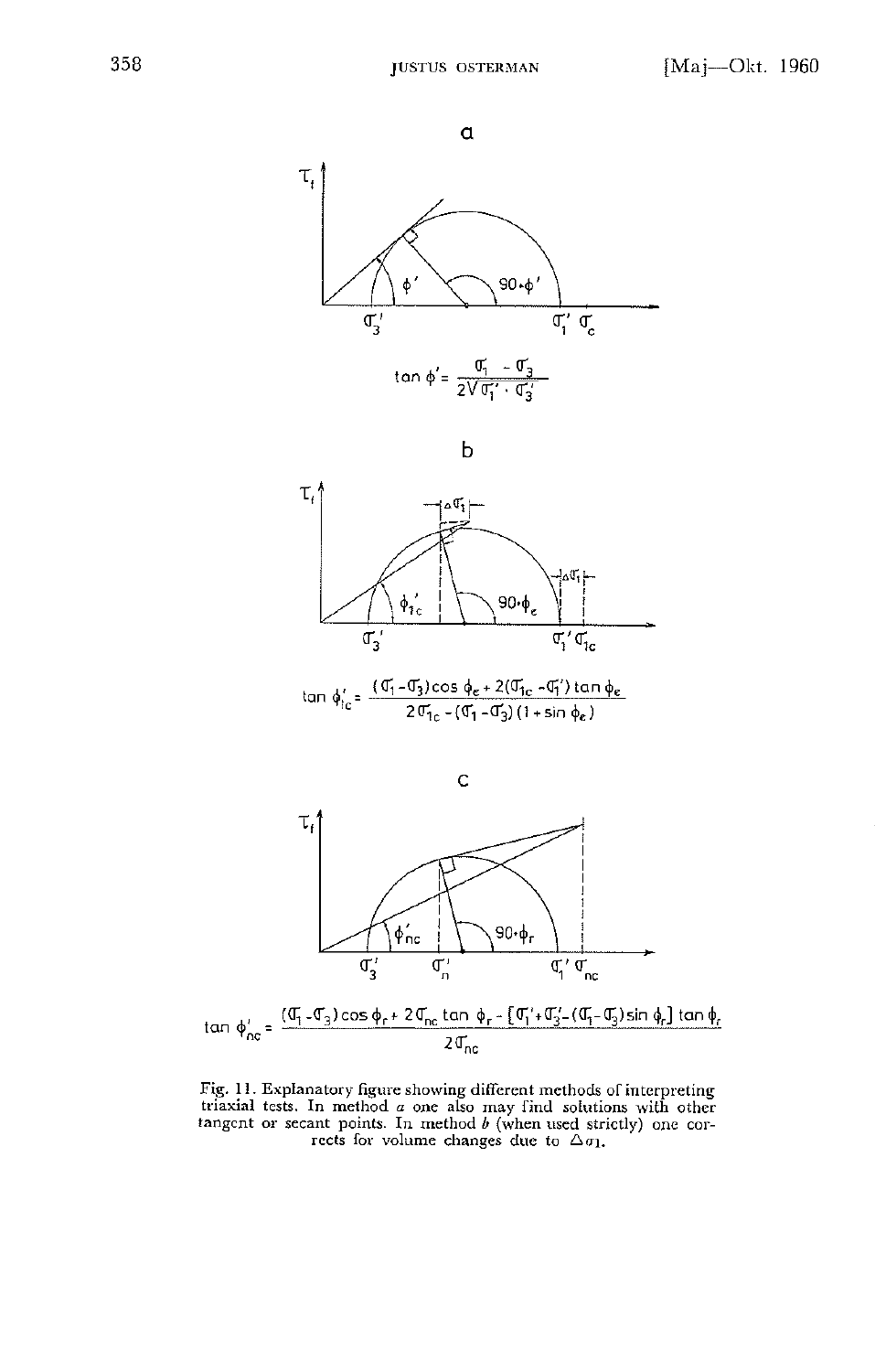a

$$\tan \phi' = \frac{\sigma_1 - \sigma_3}{2\sqrt{\sigma_1' \cdot \sigma_3'}}$$

b

$$\tan \phi_{1c}' = \frac{(\sigma_1 - \sigma_3)\cos \phi_e + 2(\sigma_{1c} - \sigma_1')\tan \phi_e}{2\sigma_{1c} - (\sigma_1 - \sigma_3)(1 + \sin \phi_e)}$$

c

$$\tan \phi_{nc}' = \frac{(\sigma_1 - \sigma_3)\cos \phi_r + 2\sigma_{nc}\tan \phi_r - [\sigma_1' + \sigma_3' - (\sigma_1 - \sigma_3)\sin \phi_r]\tan \phi_r}{2\sigma_{nc}}$$

Fig. 11. Explanatory figure showing different methods of interpreting triaxial tests. In method *a* one also may find solutions with other tangent or secant points. In method *b* (when used strictly) one corrects for volume changes due to $\Delta\sigma_1$.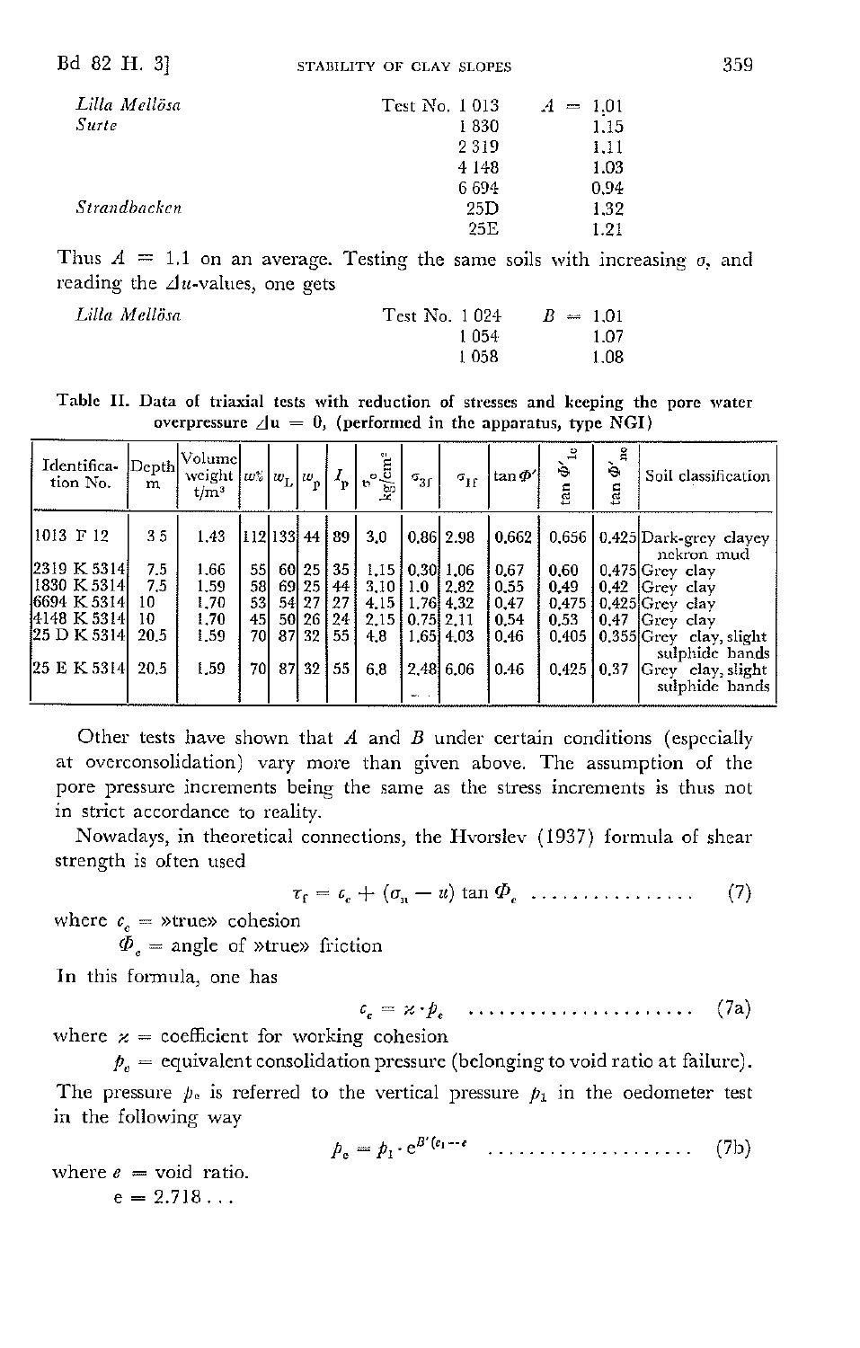| | | |
|---|---|---|
| *Lilla Mellösa* | Test No. 1 013 | $A$ = 1.01 |
| *Surte* | 1 830 | 1.15 |
| | 2 319 | 1.11 |
| | 4 148 | 1.03 |
| | 6 694 | 0.94 |
| *Strandbacken* | 25D | 1.32 |
| | 25E | 1.21 |

Thus $A = 1.1$ on an average. Testing the same soils with increasing $\sigma$, and reading the $\Delta u$-values, one gets

| | | |
|---|---|---|
| *Lilla Mellösa* | Test No. 1 024 | $B$ = 1.01 |
| | 1 054 | 1.07 |
| | 1 058 | 1.08 |

Table II. Data of triaxial tests with reduction of stresses and keeping the pore water overpressure $\Delta u = 0$, (performed in the apparatus, type NGI)

| Identification No. | Depth m | Volume weight t/m³ | $w$% | $w_L$ | $w_p$ | $I_p$ | $v^\circ$ kg/cm² | $\sigma_{3f}$ | $\sigma_{1f}$ | $\tan \Phi'$ | $\tan \Phi'_{1e}$ | $\tan \Phi'_{ne}$ | Soil classification |
|---|---|---|---|---|---|---|---|---|---|---|---|---|---|
| 1013 F 12 | 3.5 | 1.43 | 112 | 133 | 44 | 89 | 3.0 | 0.86 | 2.98 | 0.662 | 0.656 | 0.425 | Dark-grey clayey nekron mud |
| 2319 K 5314 | 7.5 | 1.66 | 55 | 60 | 25 | 35 | 1.15 | 0.30 | 1.06 | 0.67 | 0.60 | 0.475 | Grey clay |
| 1830 K 5314 | 7.5 | 1.59 | 58 | 69 | 25 | 44 | 3.10 | 1.0 | 2.82 | 0.55 | 0.49 | 0.42 | Grey clay |
| 6694 K 5314 | 10 | 1.70 | 53 | 54 | 27 | 27 | 4.15 | 1.76 | 4.32 | 0.47 | 0.475 | 0.425 | Grey clay |
| 4148 K 5314 | 10 | 1.70 | 45 | 50 | 26 | 24 | 2.15 | 0.75 | 2.11 | 0.54 | 0.53 | 0.47 | Grey clay |
| 25 D K 5314 | 20.5 | 1.59 | 70 | 87 | 32 | 55 | 4.8 | 1.65 | 4.03 | 0.46 | 0.405 | 0.355 | Grey clay, slight sulphide bands |
| 25 E K 5314 | 20.5 | 1.59 | 70 | 87 | 32 | 55 | 6.8 | 2.48 | 6.06 | 0.46 | 0.425 | 0.37 | Grey clay, slight sulphide bands |

Other tests have shown that $A$ and $B$ under certain conditions (especially at overconsolidation) vary more than given above. The assumption of the pore pressure increments being the same as the stress increments is thus not in strict accordance to reality.

Nowadays, in theoretical connections, the Hvorslev (1937) formula of shear strength is often used

$$\tau_f = c_e + (\sigma_n - u) \tan \Phi_e \quad \ldots\ldots\ldots\ldots\ldots \quad (7)$$

where $c_e$ = »true» cohesion

$\Phi_e$ = angle of »true» friction

In this formula, one has

$$c_e = \varkappa \cdot p_e \quad \ldots\ldots\ldots\ldots\ldots\ldots\ldots\ldots \quad (7a)$$

where $\varkappa$ = coefficient for working cohesion

$p_e$ = equivalent consolidation pressure (belonging to void ratio at failure).

The pressure $p_e$ is referred to the vertical pressure $p_1$ in the oedometer test in the following way

$$p_e = p_1 \cdot e^{B'(e_1 - e)} \quad \ldots\ldots\ldots\ldots\ldots\ldots\ldots \quad (7b)$$

where $e$ = void ratio.

e = 2.718 ...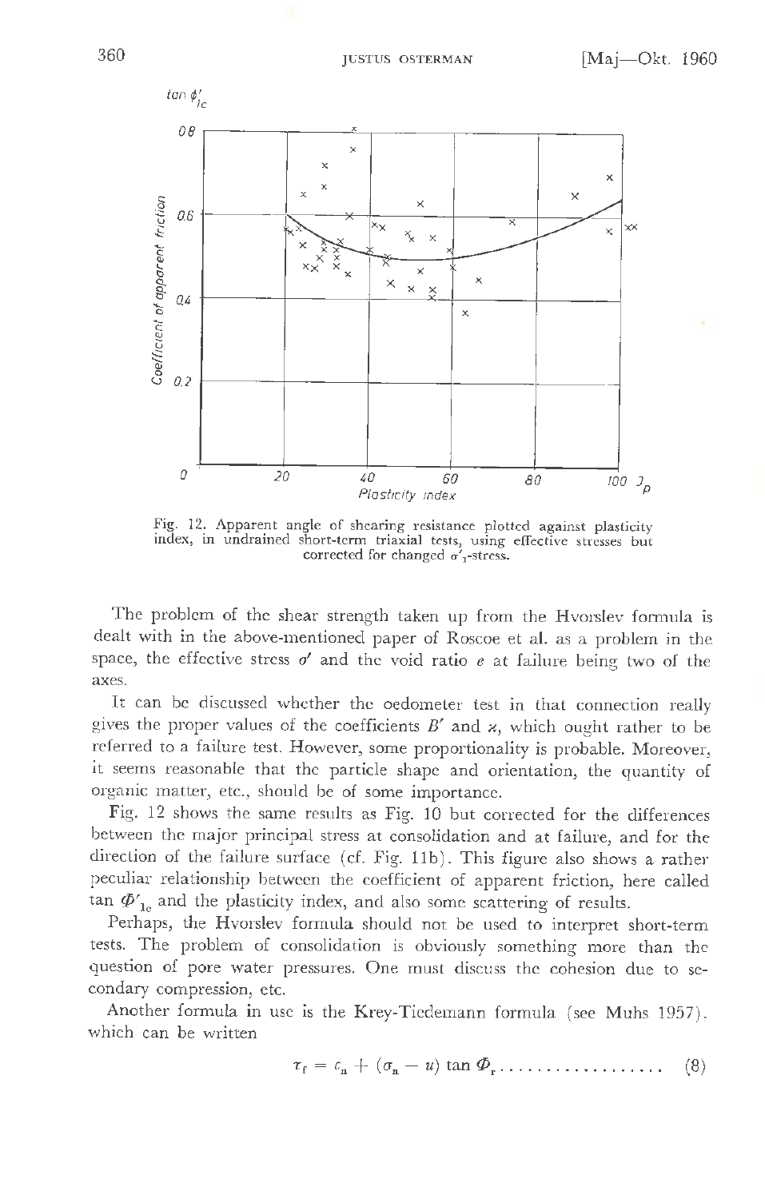Fig. 12. Apparent angle of shearing resistance plotted against plasticity index, in undrained short-term triaxial tests, using effective stresses but corrected for changed $\sigma'_1$-stress.

The problem of the shear strength taken up from the Hvorslev formula is dealt with in the above-mentioned paper of Roscoe et al. as a problem in the space, the effective stress $\sigma'$ and the void ratio $e$ at failure being two of the axes.

It can be discussed whether the oedometer test in that connection really gives the proper values of the coefficients $B'$ and $\varkappa$, which ought rather to be referred to a failure test. However, some proportionality is probable. Moreover, it seems reasonable that the particle shape and orientation, the quantity of organic matter, etc., should be of some importance.

Fig. 12 shows the same results as Fig. 10 but corrected for the differences between the major principal stress at consolidation and at failure, and for the direction of the failure surface (cf. Fig. 11b). This figure also shows a rather peculiar relationship between the coefficient of apparent friction, here called $\tan \Phi'_{1c}$ and the plasticity index, and also some scattering of results.

Perhaps, the Hvorslev formula should not be used to interpret short-term tests. The problem of consolidation is obviously something more than the question of pore water pressures. One must discuss the cohesion due to secondary compression, etc.

Another formula in use is the Krey-Tiedemann formula (see Muhs 1957), which can be written

$$\tau_f = c_n + (\sigma_n - u) \tan \Phi_r \ldots\ldots\ldots\ldots\ldots\ldots \quad (8)$$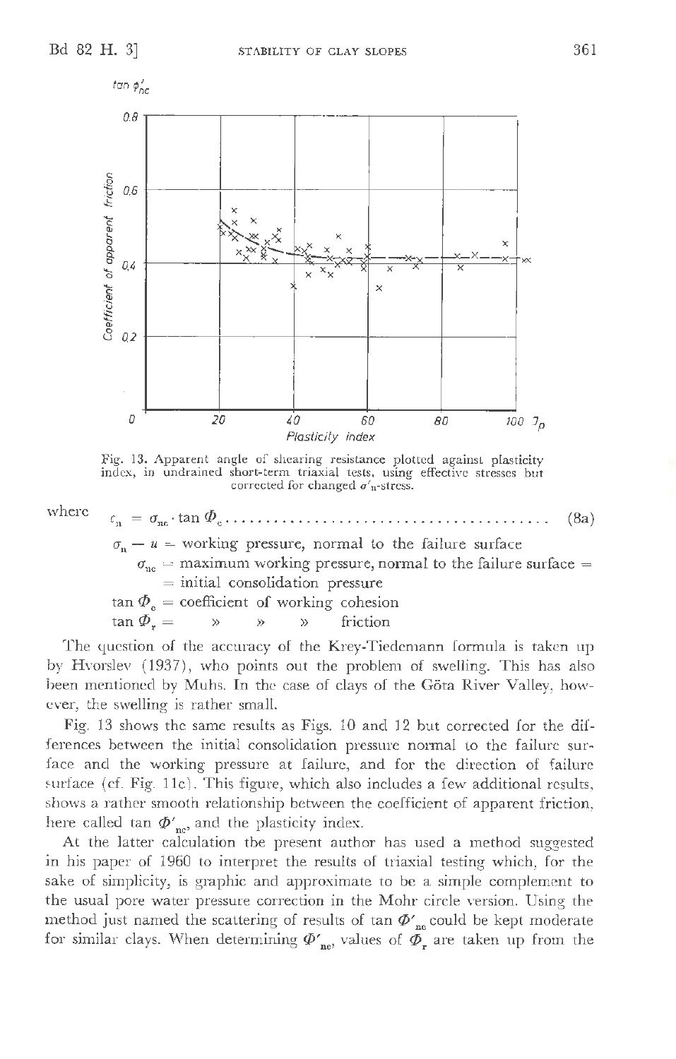Fig. 13. Apparent angle of shearing resistance plotted against plasticity index, in undrained short-term triaxial tests, using effective stresses but corrected for changed $\sigma'_n$-stress.

where $c_n = \sigma_{nc} \cdot \tan \Phi_c$ . . . . . . . . . . . . . . . . . . . . . . . . . . . . . . . . . . . . . . . . (8a)

$\sigma_n - u$ = working pressure, normal to the failure surface

$\sigma_{nc}$ = maximum working pressure, normal to the failure surface = = initial consolidation pressure

$\tan \Phi_c$ = coefficient of working cohesion

$\tan \Phi_r$ = » » » friction

The question of the accuracy of the Krey-Tiedemann formula is taken up by Hvorslev (1937), who points out the problem of swelling. This has also been mentioned by Muhs. In the case of clays of the Göta River Valley, however, the swelling is rather small.

Fig. 13 shows the same results as Figs. 10 and 12 but corrected for the differences between the initial consolidation pressure normal to the failure surface and the working pressure at failure, and for the direction of failure surface (cf. Fig. 11c). This figure, which also includes a few additional results, shows a rather smooth relationship between the coefficient of apparent friction, here called $\tan \Phi'_{nc}$, and the plasticity index.

At the latter calculation the present author has used a method suggested in his paper of 1960 to interpret the results of triaxial testing which, for the sake of simplicity, is graphic and approximate to be a simple complement to the usual pore water pressure correction in the Mohr circle version. Using the method just named the scattering of results of $\tan \Phi'_{nc}$ could be kept moderate for similar clays. When determining $\Phi'_{nc}$, values of $\Phi_r$ are taken up from the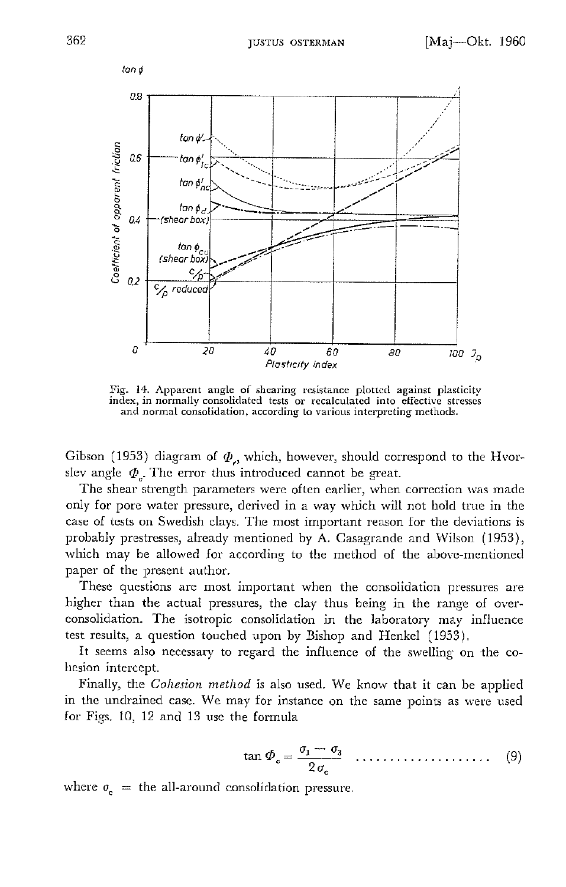Fig. 14. Apparent angle of shearing resistance plotted against plasticity index, in normally consolidated tests or recalculated into effective stresses and normal consolidation, according to various interpreting methods.

Gibson (1953) diagram of $\Phi_r$, which, however, should correspond to the Hvorslev angle $\Phi_e$. The error thus introduced cannot be great.

The shear strength parameters were often earlier, when correction was made only for pore water pressure, derived in a way which will not hold true in the case of tests on Swedish clays. The most important reason for the deviations is probably prestresses, already mentioned by A. Casagrande and Wilson (1953), which may be allowed for according to the method of the above-mentioned paper of the present author.

These questions are most important when the consolidation pressures are higher than the actual pressures, the clay thus being in the range of overconsolidation. The isotropic consolidation in the laboratory may influence test results, a question touched upon by Bishop and Henkel (1953).

It seems also necessary to regard the influence of the swelling on the cohesion intercept.

Finally, the *Cohesion method* is also used. We know that it can be applied in the undrained case. We may for instance on the same points as were used for Figs. 10, 12 and 13 use the formula

$$\tan \Phi_c = \frac{\sigma_1 - \sigma_3}{2\,\sigma_c} \quad \ldots\ldots\ldots\ldots\ldots\ldots\ldots \quad (9)$$

where $\sigma_c$ = the all-around consolidation pressure.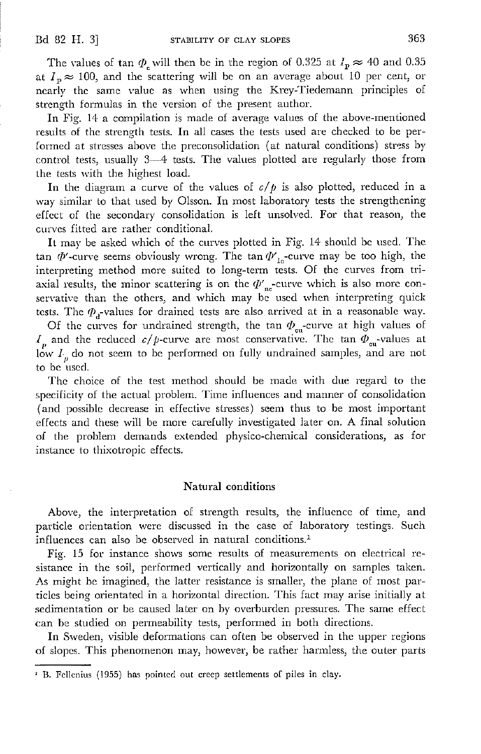The values of $\tan \Phi_c$ will then be in the region of 0.325 at $I_p \approx 40$ and 0.35 at $I_p \approx 100$, and the scattering will be on an average about 10 per cent, or nearly the same value as when using the Krey-Tiedemann principles of strength formulas in the version of the present author.

In Fig. 14 a compilation is made of average values of the above-mentioned results of the strength tests. In all cases the tests used are checked to be performed at stresses above the preconsolidation (at natural conditions) stress by control tests, usually 3—4 tests. The values plotted are regularly those from the tests with the highest load.

In the diagram a curve of the values of $c/p$ is also plotted, reduced in a way similar to that used by Olsson. In most laboratory tests the strengthening effect of the secondary consolidation is left unsolved. For that reason, the curves fitted are rather conditional.

It may be asked which of the curves plotted in Fig. 14 should be used. The $\tan \Phi'$-curve seems obviously wrong. The $\tan \Phi'_{1c}$-curve may be too high, the interpreting method more suited to long-term tests. Of the curves from triaxial results, the minor scattering is on the $\Phi'_{nc}$-curve which is also more conservative than the others, and which may be used when interpreting quick tests. The $\Phi_d$-values for drained tests are also arrived at in a reasonable way.

Of the curves for undrained strength, the $\tan \Phi_{cu}$-curve at high values of $I_p$ and the reduced $c/p$-curve are most conservative. The $\tan \Phi_{cu}$-values at low $I_p$ do not seem to be performed on fully undrained samples, and are not to be used.

The choice of the test method should be made with due regard to the specificity of the actual problem. Time influences and manner of consolidation (and possible decrease in effective stresses) seem thus to be most important effects and these will be more carefully investigated later on. A final solution of the problem demands extended physico-chemical considerations, as for instance to thixotropic effects.

## Natural conditions

Above, the interpretation of strength results, the influence of time, and particle orientation were discussed in the case of laboratory testings. Such influences can also be observed in natural conditions.[1]

Fig. 15 for instance shows some results of measurements on electrical resistance in the soil, performed vertically and horizontally on samples taken. As might be imagined, the latter resistance is smaller, the plane of most particles being orientated in a horizontal direction. This fact may arise initially at sedimentation or be caused later on by overburden pressures. The same effect can be studied on permeability tests, performed in both directions.

In Sweden, visible deformations can often be observed in the upper regions of slopes. This phenomenon may, however, be rather harmless, the outer parts

[1] B. Fellenius (1955) has pointed out creep settlements of piles in clay.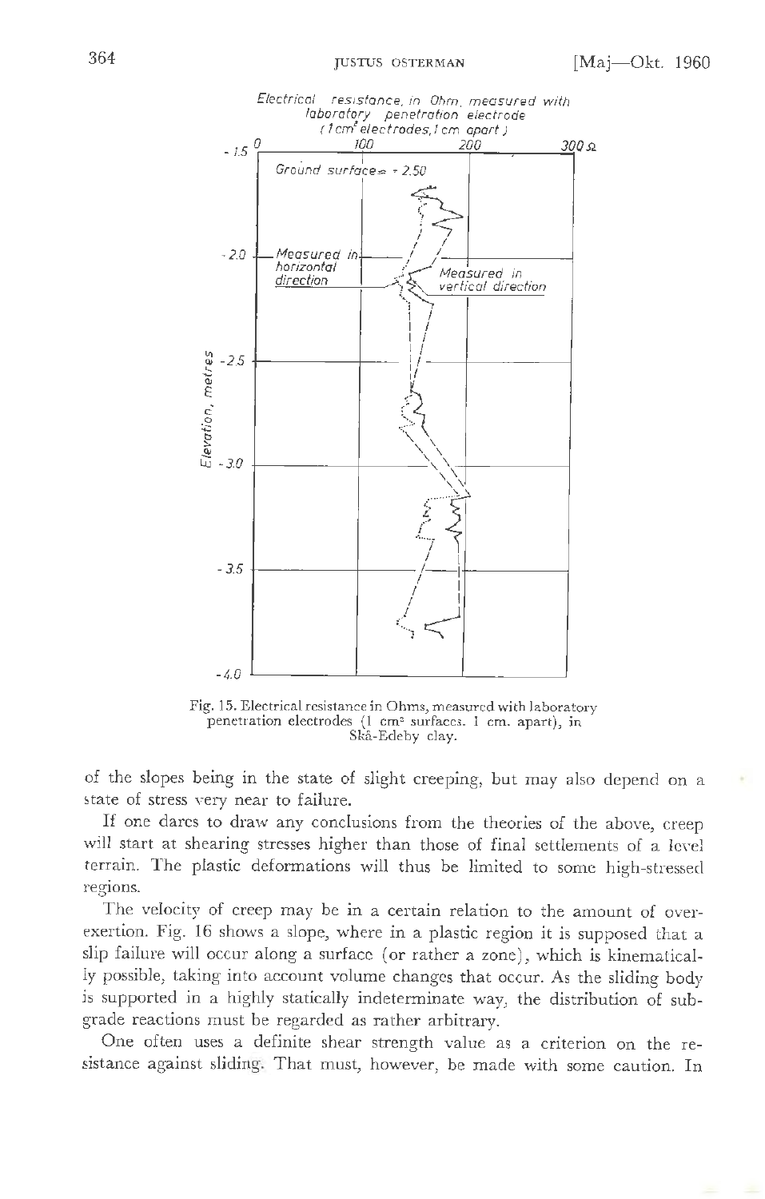Fig. 15. Electrical resistance in Ohms, measured with laboratory penetration electrodes (1 cm² surfaces. 1 cm. apart), in Skå-Edeby clay.

of the slopes being in the state of slight creeping, but may also depend on a state of stress very near to failure.

If one dares to draw any conclusions from the theories of the above, creep will start at shearing stresses higher than those of final settlements of a level terrain. The plastic deformations will thus be limited to some high-stressed regions.

The velocity of creep may be in a certain relation to the amount of over-exertion. Fig. 16 shows a slope, where in a plastic region it is supposed that a slip failure will occur along a surface (or rather a zone), which is kinematically possible, taking into account volume changes that occur. As the sliding body is supported in a highly statically indeterminate way, the distribution of sub-grade reactions must be regarded as rather arbitrary.

One often uses a definite shear strength value as a criterion on the resistance against sliding. That must, however, be made with some caution. In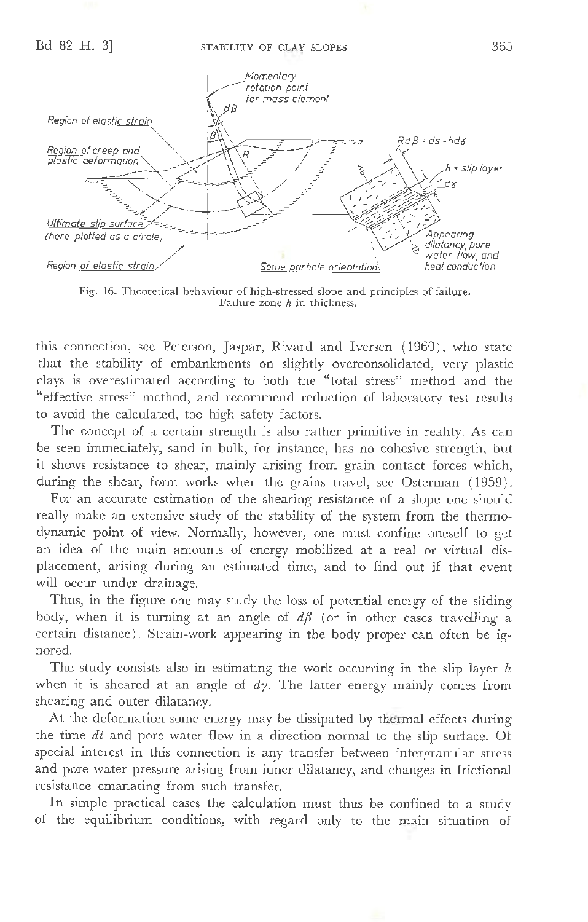Fig. 16. Theoretical behaviour of high-stressed slope and principles of failure. Failure zone $h$ in thickness.

this connection, see Peterson, Jaspar, Rivard and Iversen (1960), who state that the stability of embankments on slightly overconsolidated, very plastic clays is overestimated according to both the "total stress" method and the "effective stress" method, and recommend reduction of laboratory test results to avoid the calculated, too high safety factors.

The concept of a certain strength is also rather primitive in reality. As can be seen immediately, sand in bulk, for instance, has no cohesive strength, but it shows resistance to shear, mainly arising from grain contact forces which, during the shear, form works when the grains travel, see Osterman (1959).

For an accurate estimation of the shearing resistance of a slope one should really make an extensive study of the stability of the system from the thermodynamic point of view. Normally, however, one must confine oneself to get an idea of the main amounts of energy mobilized at a real or virtual displacement, arising during an estimated time, and to find out if that event will occur under drainage.

Thus, in the figure one may study the loss of potential energy of the sliding body, when it is turning at an angle of $d\beta$ (or in other cases travelling a certain distance). Strain-work appearing in the body proper can often be ignored.

The study consists also in estimating the work occurring in the slip layer $h$ when it is sheared at an angle of $d\gamma$. The latter energy mainly comes from shearing and outer dilatancy.

At the deformation some energy may be dissipated by thermal effects during the time $dt$ and pore water flow in a direction normal to the slip surface. Of special interest in this connection is any transfer between intergranular stress and pore water pressure arising from inner dilatancy, and changes in frictional resistance emanating from such transfer.

In simple practical cases the calculation must thus be confined to a study of the equilibrium conditions, with regard only to the main situation of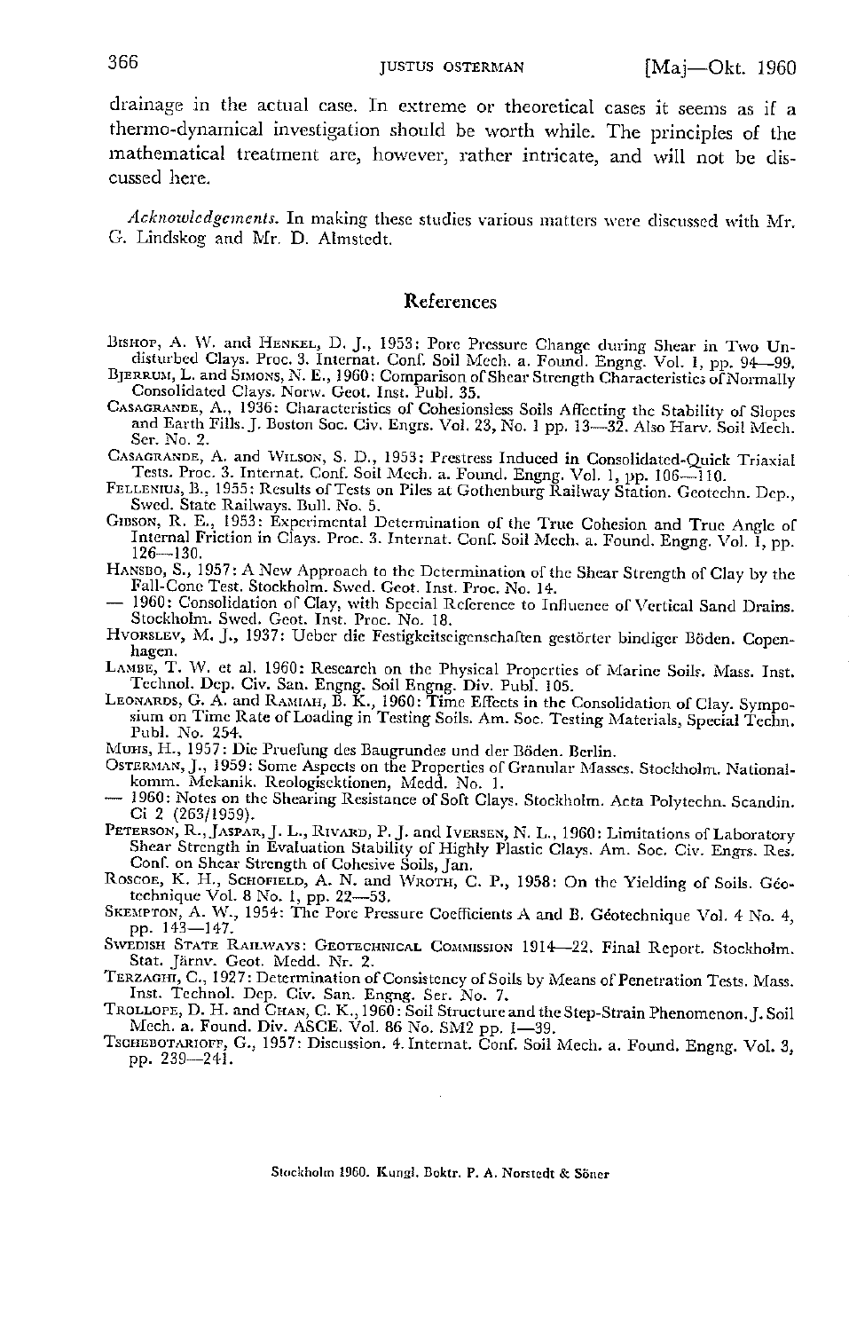drainage in the actual case. In extreme or theoretical cases it seems as if a thermo-dynamical investigation should be worth while. The principles of the mathematical treatment are, however, rather intricate, and will not be discussed here.

*Acknowledgements.* In making these studies various matters were discussed with Mr. G. Lindskog and Mr. D. Almstedt.

## References

Bishop, A. W. and Henkel, D. J., 1953: Pore Pressure Change during Shear in Two Undisturbed Clays. Proc. 3. Internat. Conf. Soil Mech. a. Found. Engng. Vol. 1, pp. 94—99.

Bjerrum, L. and Simons, N. E., 1960: Comparison of Shear Strength Characteristics of Normally Consolidated Clays. Norw. Geot. Inst. Publ. 35.

Casagrande, A., 1936: Characteristics of Cohesionsless Soils Affecting the Stability of Slopes and Earth Fills. J. Boston Soc. Civ. Engrs. Vol. 23, No. 1 pp. 13—32. Also Harv. Soil Mech. Ser. No. 2.

Casagrande, A. and Wilson, S. D., 1953: Prestress Induced in Consolidated-Quick Triaxial Tests. Proc. 3. Internat. Conf. Soil Mech. a. Found. Engng. Vol. 1, pp. 106—110.

Fellenius, B., 1955: Results of Tests on Piles at Gothenburg Railway Station. Geotechn. Dep., Swed. State Railways. Bull. No. 5.

Gibson, R. E., 1953: Experimental Determination of the True Cohesion and True Angle of Internal Friction in Clays. Proc. 3. Internat. Conf. Soil Mech. a. Found. Engng. Vol. 1, pp. 126—130.

Hansbo, S., 1957: A New Approach to the Determination of the Shear Strength of Clay by the Fall-Cone Test. Stockholm. Swed. Geot. Inst. Proc. No. 14.

— 1960: Consolidation of Clay, with Special Reference to Influence of Vertical Sand Drains. Stockholm. Swed. Geot. Inst. Proc. No. 18.

Hvorslev, M. J., 1937: Ueber die Festigkeitseigenschaften gestörter bindiger Böden. Copenhagen.

Lambe, T. W. et al. 1960: Research on the Physical Properties of Marine Soils. Mass. Inst. Technol. Dep. Civ. San. Engng. Soil Engng. Div. Publ. 105.

Leonards, G. A. and Ramiah, B. K., 1960: Time Effects in the Consolidation of Clay. Symposium on Time Rate of Loading in Testing Soils. Am. Soc. Testing Materials, Special Techn. Publ. No. 254.

Muhs, H., 1957: Die Pruefung des Baugrundes und der Böden. Berlin.

Osterman, J., 1959: Some Aspects on the Properties of Granular Masses. Stockholm. Nationalkomm. Mekanik. Reologisektionen, Medd. No. 1.

— 1960: Notes on the Shearing Resistance of Soft Clays. Stockholm. Acta Polytechn. Scandin. Ci 2 (263/1959).

Peterson, R., Jaspar, J. L., Rivard, P. J. and Iversen, N. L., 1960: Limitations of Laboratory Shear Strength in Evaluation Stability of Highly Plastic Clays. Am. Soc. Civ. Engrs. Res. Conf. on Shear Strength of Cohesive Soils, Jan.

Roscoe, K. H., Schofield, A. N. and Wroth, C. P., 1958: On the Yielding of Soils. Géotechnique Vol. 8 No. 1, pp. 22—53.

Skempton, A. W., 1954: The Pore Pressure Coefficients A and B. Géotechnique Vol. 4 No. 4, pp. 143—147.

Swedish State Railways: Geotechnical Commission 1914—22. Final Report. Stockholm. Stat. Järnv. Geot. Medd. Nr. 2.

Terzaghi, C., 1927: Determination of Consistency of Soils by Means of Penetration Tests. Mass. Inst. Technol. Dep. Civ. San. Engng. Ser. No. 7.

Trollope, D. H. and Chan, C. K., 1960: Soil Structure and the Step-Strain Phenomenon. J. Soil Mech. a. Found. Div. ASCE. Vol. 86 No. SM2 pp. 1—39.

Tschebotarioff, G., 1957: Discussion. 4. Internat. Conf. Soil Mech. a. Found. Engng. Vol. 3, pp. 239—241.

Stockholm 1960. Kungl. Boktr. P. A. Norstedt & Söner